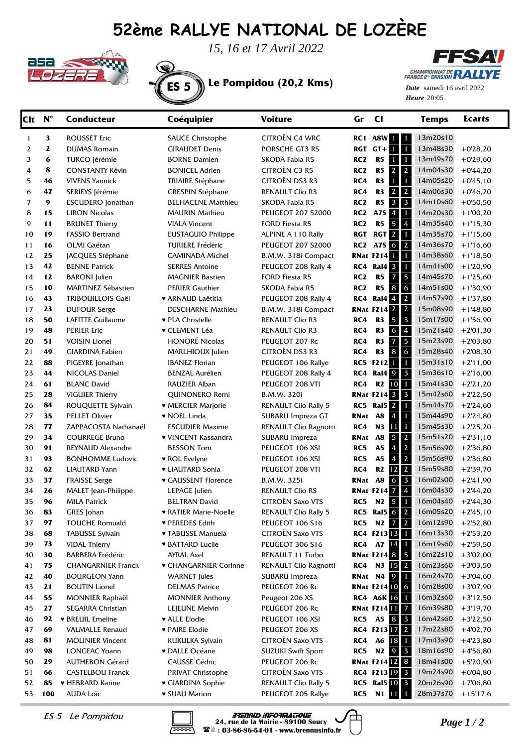# 52ème RALLYE NATIONAL DE LOZÈRE

*15, 16 et 17 Avril 2022*

## ES 5 Le Pompidou (20,2 Kms)

CHAMPIONNAT DE FRANCE 2ème DIVISION RALLYE

***Date*** samedi 16 avril 2022
***Heure*** 20:05

| Clt | N° | Conducteur | Coéquipier | Voiture | Gr | Cl | | | Temps | Ecarts |
|---|---|---|---|---|---|---|---|---|---|---|
| 1 | 3 | ROUSSET Eric | SAUCE Christophe | CITROËN C4 WRC | RC1 | A8W | 1 | 1 | 13m20s10 | |
| 2 | 2 | DUMAS Romain | GIRAUDET Denis | PORSCHE GT3 RS | RGT | GT+ | 1 | 1 | 13m48s30 | +0'28,20 |
| 3 | 6 | TURCO Jérémie | BORNE Damien | SKODA Fabia R5 | RC2 | R5 | 1 | 1 | 13m49s70 | +0'29,60 |
| 4 | 8 | CONSTANTY Kévin | BONICEL Adrien | CITROËN C3 R5 | RC2 | R5 | 2 | 2 | 14m04s30 | +0'44,20 |
| 5 | 46 | VIVENS Yannick | TRIAIRE Stéphane | CITROËN DS3 R3 | RC4 | R3 | 1 | 1 | 14m05s20 | +0'45,10 |
| 6 | 47 | SERIEYS Jérémie | CRESPIN Stéphane | RENAULT Clio R3 | RC4 | R3 | 2 | 2 | 14m06s30 | +0'46,20 |
| 7 | 9 | ESCUDERO Jonathan | BELHACENE Matthieu | SKODA Fabia R5 | RC2 | R5 | 3 | 3 | 14m10s60 | +0'50,50 |
| 8 | 15 | LIRON Nicolas | MAURIN Mathieu | PEUGEOT 207 S2000 | RC2 | A7S | 4 | 1 | 14m20s30 | +1'00,20 |
| 9 | 11 | BRUNET Thierry | VIALA Vincent | FORD Fiesta R5 | RC2 | R5 | 5 | 4 | 14m35s40 | +1'15,30 |
| 10 | 19 | FASSIO Bertrand | EUSTAGUIO Philippe | ALPINE A 110 Rally | RGT | RGT | 2 | 1 | 14m35s70 | +1'15,60 |
| 11 | 16 | OLMI Gaëtan | TURIERE Frédéric | PEUGEOT 207 S2000 | RC2 | A7S | 6 | 2 | 14m36s70 | +1'16,60 |
| 12 | 25 | JACQUES Stéphane | CAMINADA Michel | B.M.W. 318i Compact | RNat | F214 | 1 | 1 | 14m38s60 | +1'18,50 |
| 13 | 42 | BENNE Patrick | SERRES Antoine | PEUGEOT 208 Rally 4 | RC4 | Ral4 | 3 | 1 | 14m41s00 | +1'20,90 |
| 14 | 12 | BARONI Julien | MAGNIER Bastien | FORD Fiesta R5 | RC2 | R5 | 7 | 5 | 14m45s70 | +1'25,60 |
| 15 | 10 | MARTINEZ Sébastien | PERIER Gauthier | SKODA Fabia R5 | RC2 | R5 | 8 | 6 | 14m51s00 | +1'30,90 |
| 16 | 43 | TRIBOUILLOIS Gaël | ♥ ARNAUD Laëtitia | PEUGEOT 208 Rally 4 | RC4 | Ral4 | 4 | 2 | 14m57s90 | +1'37,80 |
| 17 | 23 | DUFOUR Serge | DESCHARNE Mathieu | B.M.W. 318i Compact | RNat | F214 | 2 | 2 | 15m08s90 | +1'48,80 |
| 18 | 50 | LAFITTE Guillaume | ♥ PLA Christelle | RENAULT Clio R3 | RC4 | R3 | 5 | 3 | 15m17s00 | +1'56,90 |
| 19 | 48 | PERIER Eric | ♥ CLEMENT Léa | RENAULT Clio R3 | RC4 | R3 | 6 | 4 | 15m21s40 | +2'01,30 |
| 20 | 51 | VOISIN Lionel | HONORÉ Nicolas | PEUGEOT 207 Rc | RC4 | R3 | 7 | 5 | 15m23s90 | +2'03,80 |
| 21 | 49 | GIARDINA Fabien | MARLHIOUX Julien | CITROËN DS3 R3 | RC4 | R3 | 8 | 6 | 15m28s40 | +2'08,30 |
| 22 | 88 | PIGEYRE Jonathan | IBANEZ Florian | PEUGEOT 106 Rallye | RC5 | F212 | 1 | 1 | 15m31s10 | +2'11,00 |
| 23 | 44 | NICOLAS Daniel | BENZAL Aurélien | PEUGEOT 208 Rally 4 | RC4 | Ral4 | 9 | 3 | 15m36s10 | +2'16,00 |
| 24 | 61 | BLANC David | RAUZIER Alban | PEUGEOT 208 VTI | RC4 | R2 | 10 | 1 | 15m41s30 | +2'21,20 |
| 25 | 28 | VIGUIER Thierry | QUINONERO Remi | B.M.W. 320i | RNat | F214 | 3 | 3 | 15m42s60 | +2'22,50 |
| 26 | 84 | ROUQUETTE Sylvain | ♥ MERCIER Marjorie | RENAULT Clio Rally 5 | RC5 | Ral5 | 2 | 1 | 15m44s70 | +2'24,60 |
| 27 | 35 | PELLET Olivier | ♥ NOEL Linda | SUBARU Impreza GT | RNat | A8 | 4 | 1 | 15m44s90 | +2'24,80 |
| 28 | 77 | ZAPPACOSTA Nathanaël | ESCUDIER Maxime | RENAULT Clio Ragnotti | RC4 | N3 | 11 | 1 | 15m45s30 | +2'25,20 |
| 29 | 34 | COURREGE Bruno | ♥ VINCENT Kassandra | SUBARU Impreza | RNat | A8 | 5 | 2 | 15m51s20 | +2'31,10 |
| 30 | 91 | REYNAUD Alexandre | BESSON Tom | PEUGEOT 106 XSI | RC5 | A5 | 4 | 2 | 15m56s90 | +2'36,80 |
| 31 | 93 | BONHOMME Ludovic | ♥ ROL Evelyne | PEUGEOT 106 XSI | RC5 | A5 | 4 | 2 | 15m56s90 | +2'36,80 |
| 32 | 62 | LIAUTARD Yann | ♥ LIAUTARD Sonia | PEUGEOT 208 VTI | RC4 | R2 | 12 | 2 | 15m59s80 | +2'39,70 |
| 33 | 37 | FRAISSE Serge | ♥ GAUSSENT Florence | B.M.W. 325i | RNat | A8 | 6 | 3 | 16m02s00 | +2'41,90 |
| 34 | 26 | MALET Jean-Philippe | LEPAGE Julien | RENAULT Clio RS | RNat | F214 | 7 | 4 | 16m04s30 | +2'44,20 |
| 35 | 96 | MILA Patrick | BELTRAN David | CITROËN Saxo VTS | RC5 | N2 | 5 | 1 | 16m04s40 | +2'44,30 |
| 36 | 83 | GRES Johan | ♥ RATIER Marie-Noelle | RENAULT Clio Rally 5 | RC5 | Ral5 | 6 | 2 | 16m05s20 | +2'45,10 |
| 37 | 97 | TOUCHE Romuald | ♥ PEREDES Edith | PEUGEOT 106 S16 | RC5 | N2 | 7 | 2 | 16m12s90 | +2'52,80 |
| 38 | 68 | TABUSSE Sylvain | ♥ TABUSSE Manuela | CITROËN Saxo VTS | RC4 | F213 | 13 | 1 | 16m13s30 | +2'53,20 |
| 39 | 73 | VIDAL Thierry | ♥ BATTARD Lucile | PEUGEOT 306 S16 | RC4 | A7 | 14 | 1 | 16m19s60 | +2'59,50 |
| 40 | 30 | BARBERA Frédéric | AYRAL Axel | RENAULT 11 Turbo | RNat | F214 | 8 | 5 | 16m22s10 | +3'02,00 |
| 41 | 75 | CHANGARNIER Franck | ♥ CHANGARNIER Corinne | RENAULT Clio Ragnotti | RC4 | N3 | 15 | 2 | 16m23s60 | +3'03,50 |
| 42 | 40 | BOURGEON Yann | WARNET Jules | SUBARU Impreza | RNat | N4 | 9 | 1 | 16m24s70 | +3'04,60 |
| 43 | 21 | BOUTIN Lionel | DELMAS Patrice | PEUGEOT 206 Rc | RNat | F214 | 10 | 6 | 16m28s00 | +3'07,90 |
| 44 | 55 | MONNIER Raphaël | MONNIER Anthony | Peugeot 206 XS | RC4 | A6K | 16 | 1 | 16m32s60 | +3'12,50 |
| 45 | 27 | SEGARRA Christian | LEJEUNE Melvin | PEUGEOT 206 Rc | RNat | F214 | 11 | 7 | 16m39s80 | +3'19,70 |
| 46 | 92 | ♥ BREUIL Emeline | ♥ ALLE Elodie | PEUGEOT 106 XSI | RC5 | A5 | 8 | 3 | 16m42s60 | +3'22,50 |
| 47 | 69 | VALMALLE Renaud | ♥ PAIRE Elodie | PEUGEOT 206 XS | RC4 | F213 | 17 | 2 | 17m22s80 | +4'02,70 |
| 48 | 81 | MOLINIER Vincent | KUKULKA Sylvain | CITROËN Saxo VTS | RC4 | A6 | 18 | 1 | 17m43s90 | +4'23,80 |
| 49 | 98 | LONGEAC Yoann | ♥ DALLE Océane | SUZUKI Swift Sport | RC5 | N2 | 9 | 3 | 18m16s90 | +4'56,80 |
| 50 | 29 | AUTHEBON Gérard | CAUSSE Cédric | PEUGEOT 206 Rc | RNat | F214 | 12 | 8 | 18m41s00 | +5'20,90 |
| 51 | 66 | CASTELBOU Franck | PRIVAT Christophe | CITROËN Saxo VTS | RC4 | F213 | 19 | 3 | 19m24s90 | +6'04,80 |
| 52 | 85 | ♥ HEBRARD Karine | ♥ GIARDINA Sophie | RENAULT Clio Rally 5 | RC5 | Ral5 | 10 | 3 | 20m26s90 | +7'06,80 |
| 53 | 100 | AUDA Loïc | ♥ SUAU Marion | PEUGEOT 205 Rallye | RC5 | N1 | 11 | 1 | 28m37s70 | +15'17,6 |

*ES 5 Le Pompidou*

BRENNUS INFORMATIQUE
24, rue de la Mairie - 89100 Soucy
: 03-86-86-54-01 - www.brennusinfo.fr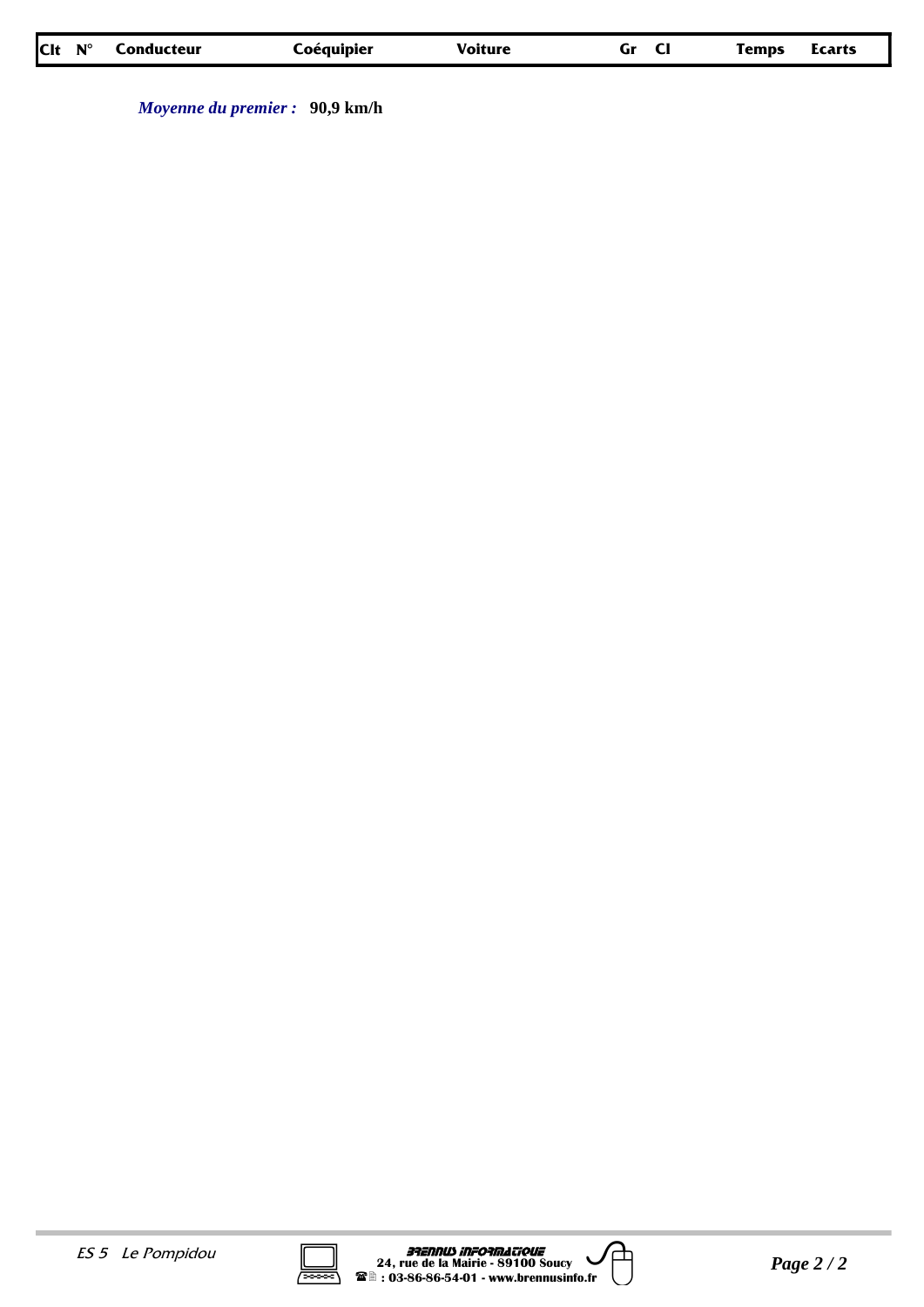| Clt | N° | Conducteur | Coéquipier | Voiture | Gr | Cl | Temps | Ecarts |
|---|---|---|---|---|---|---|---|---|

*Moyenne du premier :* **90,9 km/h**